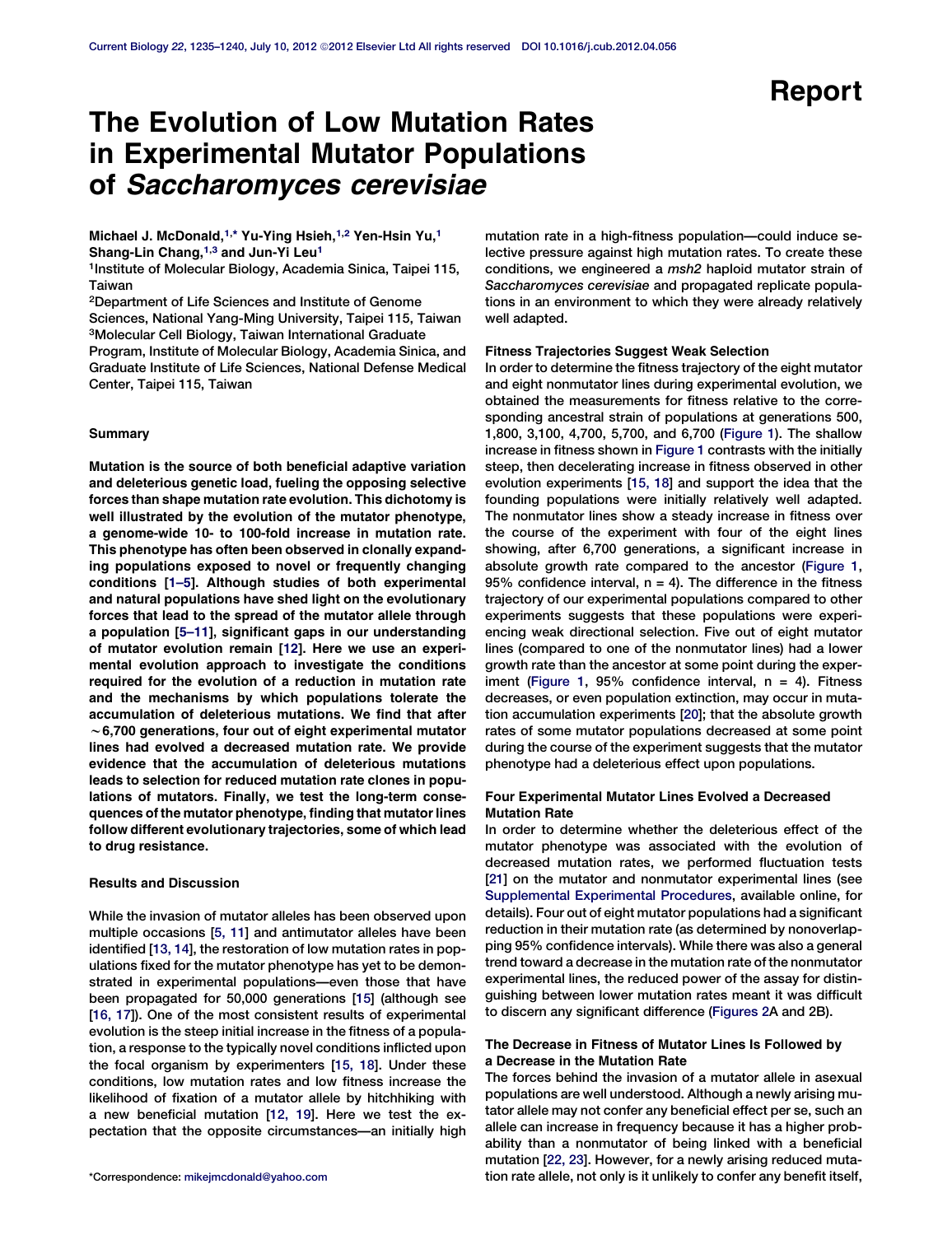Report

# The Evolution of Low Mutation Rates in Experimental Mutator Populations of *Saccharomyces cerevisiae*

Michael J. McDonald,[1,*] Yu-Ying Hsieh,[1,2] Yen-Hsin Yu,[1] Shang-Lin Chang,[1,3] and Jun-Yi Leu[1]

[1]Institute of Molecular Biology, Academia Sinica, Taipei 115, Taiwan

[2]Department of Life Sciences and Institute of Genome Sciences, National Yang-Ming University, Taipei 115, Taiwan

[3]Molecular Cell Biology, Taiwan International Graduate Program, Institute of Molecular Biology, Academia Sinica, and Graduate Institute of Life Sciences, National Defense Medical Center, Taipei 115, Taiwan

## Summary

**Mutation is the source of both beneficial adaptive variation and deleterious genetic load, fueling the opposing selective forces than shape mutation rate evolution. This dichotomy is well illustrated by the evolution of the mutator phenotype, a genome-wide 10- to 100-fold increase in mutation rate. This phenotype has often been observed in clonally expanding populations exposed to novel or frequently changing conditions [1–5]. Although studies of both experimental and natural populations have shed light on the evolutionary forces that lead to the spread of the mutator allele through a population [5–11], significant gaps in our understanding of mutator evolution remain [12]. Here we use an experimental evolution approach to investigate the conditions required for the evolution of a reduction in mutation rate and the mechanisms by which populations tolerate the accumulation of deleterious mutations. We find that after ~6,700 generations, four out of eight experimental mutator lines had evolved a decreased mutation rate. We provide evidence that the accumulation of deleterious mutations leads to selection for reduced mutation rate clones in populations of mutators. Finally, we test the long-term consequences of the mutator phenotype, finding that mutator lines follow different evolutionary trajectories, some of which lead to drug resistance.**

## Results and Discussion

While the invasion of mutator alleles has been observed upon multiple occasions [5, 11] and antimutator alleles have been identified [13, 14], the restoration of low mutation rates in populations fixed for the mutator phenotype has yet to be demonstrated in experimental populations—even those that have been propagated for 50,000 generations [15] (although see [16, 17]). One of the most consistent results of experimental evolution is the steep initial increase in the fitness of a population, a response to the typically novel conditions inflicted upon the focal organism by experimenters [15, 18]. Under these conditions, low mutation rates and low fitness increase the likelihood of fixation of a mutator allele by hitchhiking with a new beneficial mutation [12, 19]. Here we test the expectation that the opposite circumstances—an initially high mutation rate in a high-fitness population—could induce selective pressure against high mutation rates. To create these conditions, we engineered a *msh2* haploid mutator strain of *Saccharomyces cerevisiae* and propagated replicate populations in an environment to which they were already relatively well adapted.

### Fitness Trajectories Suggest Weak Selection

In order to determine the fitness trajectory of the eight mutator and eight nonmutator lines during experimental evolution, we obtained the measurements for fitness relative to the corresponding ancestral strain of populations at generations 500, 1,800, 3,100, 4,700, 5,700, and 6,700 (Figure 1). The shallow increase in fitness shown in Figure 1 contrasts with the initially steep, then decelerating increase in fitness observed in other evolution experiments [15, 18] and support the idea that the founding populations were initially relatively well adapted. The nonmutator lines show a steady increase in fitness over the course of the experiment with four of the eight lines showing, after 6,700 generations, a significant increase in absolute growth rate compared to the ancestor (Figure 1, 95% confidence interval, n = 4). The difference in the fitness trajectory of our experimental populations compared to other experiments suggests that these populations were experiencing weak directional selection. Five out of eight mutator lines (compared to one of the nonmutator lines) had a lower growth rate than the ancestor at some point during the experiment (Figure 1, 95% confidence interval, n = 4). Fitness decreases, or even population extinction, may occur in mutation accumulation experiments [20]; that the absolute growth rates of some mutator populations decreased at some point during the course of the experiment suggests that the mutator phenotype had a deleterious effect upon populations.

### Four Experimental Mutator Lines Evolved a Decreased Mutation Rate

In order to determine whether the deleterious effect of the mutator phenotype was associated with the evolution of decreased mutation rates, we performed fluctuation tests [21] on the mutator and nonmutator experimental lines (see Supplemental Experimental Procedures, available online, for details). Four out of eight mutator populations had a significant reduction in their mutation rate (as determined by nonoverlapping 95% confidence intervals). While there was also a general trend toward a decrease in the mutation rate of the nonmutator experimental lines, the reduced power of the assay for distinguishing between lower mutation rates meant it was difficult to discern any significant difference (Figures 2A and 2B).

### The Decrease in Fitness of Mutator Lines Is Followed by a Decrease in the Mutation Rate

The forces behind the invasion of a mutator allele in asexual populations are well understood. Although a newly arising mutator allele may not confer any beneficial effect per se, such an allele can increase in frequency because it has a higher probability than a nonmutator of being linked with a beneficial mutation [22, 23]. However, for a newly arising reduced mutation rate allele, not only is it unlikely to confer any benefit itself,

*Correspondence: mikejmcdonald@yahoo.com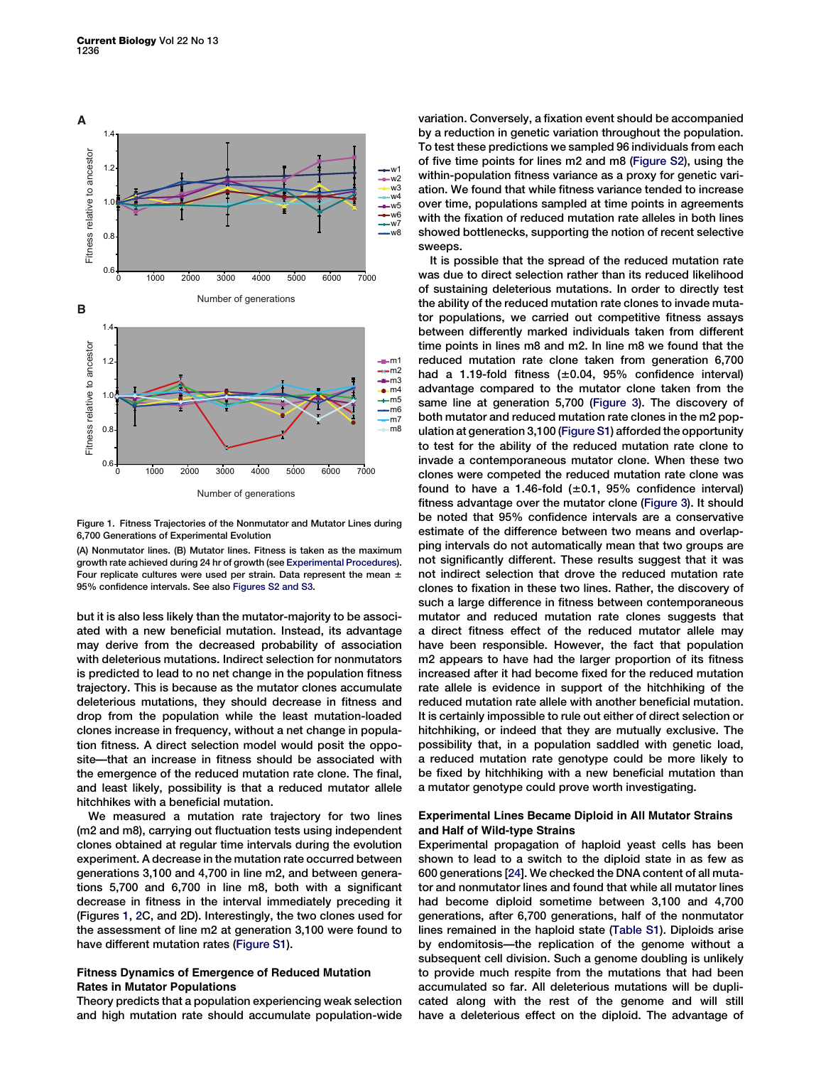Figure 1. Fitness Trajectories of the Nonmutator and Mutator Lines during 6,700 Generations of Experimental Evolution

(A) Nonmutator lines. (B) Mutator lines. Fitness is taken as the maximum growth rate achieved during 24 hr of growth (see Experimental Procedures). Four replicate cultures were used per strain. Data represent the mean ± 95% confidence intervals. See also Figures S2 and S3.

but it is also less likely than the mutator-majority to be associated with a new beneficial mutation. Instead, its advantage may derive from the decreased probability of association with deleterious mutations. Indirect selection for nonmutators is predicted to lead to no net change in the population fitness trajectory. This is because as the mutator clones accumulate deleterious mutations, they should decrease in fitness and drop from the population while the least mutation-loaded clones increase in frequency, without a net change in population fitness. A direct selection model would posit the opposite—that an increase in fitness should be associated with the emergence of the reduced mutation rate clone. The final, and least likely, possibility is that a reduced mutator allele hitchhikes with a beneficial mutation.

We measured a mutation rate trajectory for two lines (m2 and m8), carrying out fluctuation tests using independent clones obtained at regular time intervals during the evolution experiment. A decrease in the mutation rate occurred between generations 3,100 and 4,700 in line m2, and between generations 5,700 and 6,700 in line m8, both with a significant decrease in fitness in the interval immediately preceding it (Figures 1, 2C, and 2D). Interestingly, the two clones used for the assessment of line m2 at generation 3,100 were found to have different mutation rates (Figure S1).

## Fitness Dynamics of Emergence of Reduced Mutation Rates in Mutator Populations

Theory predicts that a population experiencing weak selection and high mutation rate should accumulate population-wide variation. Conversely, a fixation event should be accompanied by a reduction in genetic variation throughout the population. To test these predictions we sampled 96 individuals from each of five time points for lines m2 and m8 (Figure S2), using the within-population fitness variance as a proxy for genetic variation. We found that while fitness variance tended to increase over time, populations sampled at time points in agreements with the fixation of reduced mutation rate alleles in both lines showed bottlenecks, supporting the notion of recent selective sweeps.

It is possible that the spread of the reduced mutation rate was due to direct selection rather than its reduced likelihood of sustaining deleterious mutations. In order to directly test the ability of the reduced mutation rate clones to invade mutator populations, we carried out competitive fitness assays between differently marked individuals taken from different time points in lines m8 and m2. In line m8 we found that the reduced mutation rate clone taken from generation 6,700 had a 1.19-fold fitness (±0.04, 95% confidence interval) advantage compared to the mutator clone taken from the same line at generation 5,700 (Figure 3). The discovery of both mutator and reduced mutation rate clones in the m2 population at generation 3,100 (Figure S1) afforded the opportunity to test for the ability of the reduced mutation rate clone to invade a contemporaneous mutator clone. When these two clones were competed the reduced mutation rate clone was found to have a 1.46-fold (±0.1, 95% confidence interval) fitness advantage over the mutator clone (Figure 3). It should be noted that 95% confidence intervals are a conservative estimate of the difference between two means and overlapping intervals do not automatically mean that two groups are not significantly different. These results suggest that it was not indirect selection that drove the reduced mutation rate clones to fixation in these two lines. Rather, the discovery of such a large difference in fitness between contemporaneous mutator and reduced mutation rate clones suggests that a direct fitness effect of the reduced mutator allele may have been responsible. However, the fact that population m2 appears to have had the larger proportion of its fitness increased after it had become fixed for the reduced mutation rate allele is evidence in support of the hitchhiking of the reduced mutation rate allele with another beneficial mutation. It is certainly impossible to rule out either of direct selection or hitchhiking, or indeed that they are mutually exclusive. The possibility that, in a population saddled with genetic load, a reduced mutation rate genotype could be more likely to be fixed by hitchhiking with a new beneficial mutation than a mutator genotype could prove worth investigating.

## Experimental Lines Became Diploid in All Mutator Strains and Half of Wild-type Strains

Experimental propagation of haploid yeast cells has been shown to lead to a switch to the diploid state in as few as 600 generations [24]. We checked the DNA content of all mutator and nonmutator lines and found that while all mutator lines had become diploid sometime between 3,100 and 4,700 generations, after 6,700 generations, half of the nonmutator lines remained in the haploid state (Table S1). Diploids arise by endomitosis—the replication of the genome without a subsequent cell division. Such a genome doubling is unlikely to provide much respite from the mutations that had been accumulated so far. All deleterious mutations will be duplicated along with the rest of the genome and will still have a deleterious effect on the diploid. The advantage of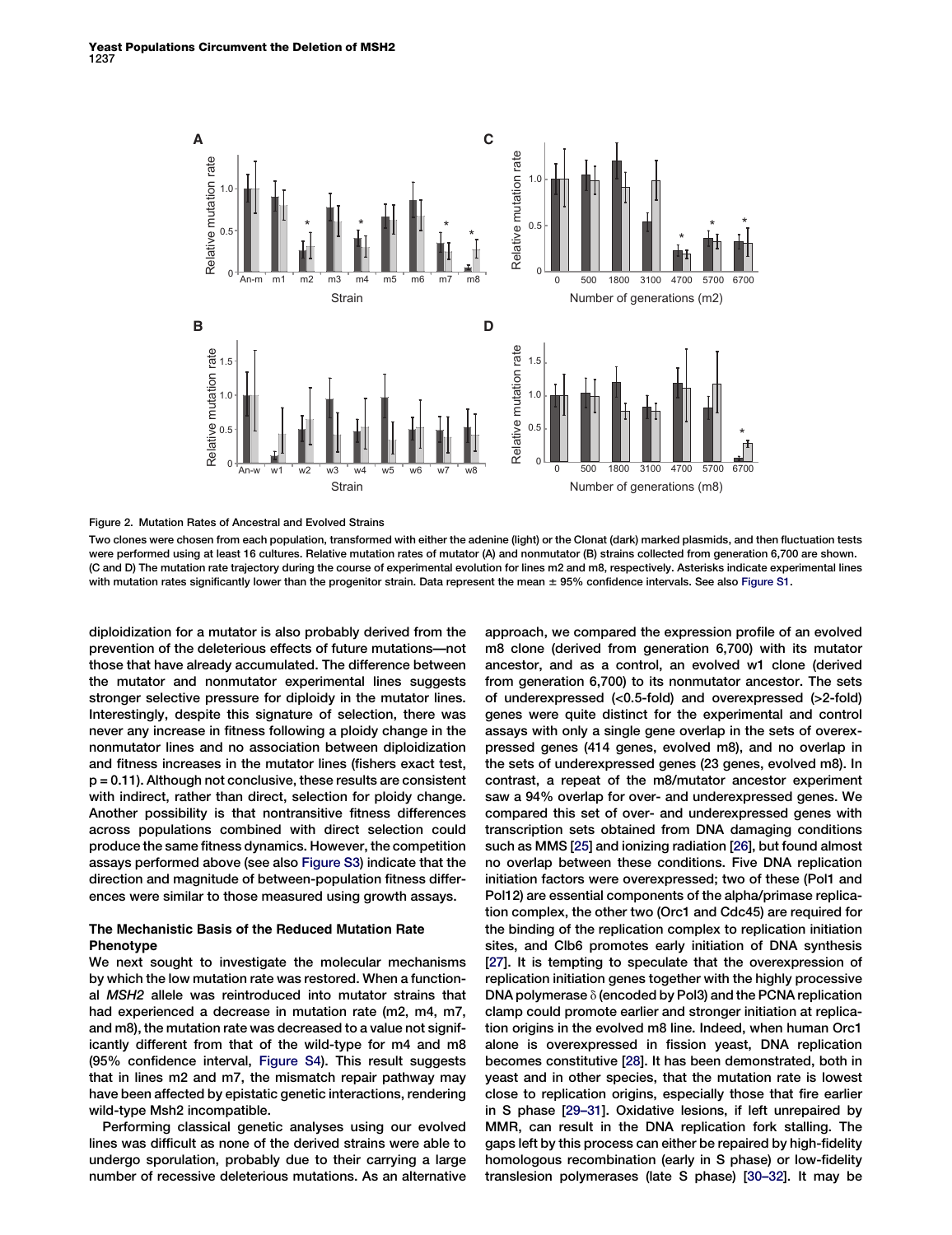Figure 2. Mutation Rates of Ancestral and Evolved Strains

Two clones were chosen from each population, transformed with either the adenine (light) or the Clonat (dark) marked plasmids, and then fluctuation tests were performed using at least 16 cultures. Relative mutation rates of mutator (A) and nonmutator (B) strains collected from generation 6,700 are shown. (C and D) The mutation rate trajectory during the course of experimental evolution for lines m2 and m8, respectively. Asterisks indicate experimental lines with mutation rates significantly lower than the progenitor strain. Data represent the mean ± 95% confidence intervals. See also Figure S1.

diploidization for a mutator is also probably derived from the prevention of the deleterious effects of future mutations—not those that have already accumulated. The difference between the mutator and nonmutator experimental lines suggests stronger selective pressure for diploidy in the mutator lines. Interestingly, despite this signature of selection, there was never any increase in fitness following a ploidy change in the nonmutator lines and no association between diploidization and fitness increases in the mutator lines (fishers exact test, $p = 0.11$). Although not conclusive, these results are consistent with indirect, rather than direct, selection for ploidy change. Another possibility is that nontransitive fitness differences across populations combined with direct selection could produce the same fitness dynamics. However, the competition assays performed above (see also Figure S3) indicate that the direction and magnitude of between-population fitness differences were similar to those measured using growth assays.

## The Mechanistic Basis of the Reduced Mutation Rate Phenotype

We next sought to investigate the molecular mechanisms by which the low mutation rate was restored. When a functional *MSH2* allele was reintroduced into mutator strains that had experienced a decrease in mutation rate (m2, m4, m7, and m8), the mutation rate was decreased to a value not significantly different from that of the wild-type for m4 and m8 (95% confidence interval, Figure S4). This result suggests that in lines m2 and m7, the mismatch repair pathway may have been affected by epistatic genetic interactions, rendering wild-type Msh2 incompatible.

Performing classical genetic analyses using our evolved lines was difficult as none of the derived strains were able to undergo sporulation, probably due to their carrying a large number of recessive deleterious mutations. As an alternative approach, we compared the expression profile of an evolved m8 clone (derived from generation 6,700) with its mutator ancestor, and as a control, an evolved w1 clone (derived from generation 6,700) to its nonmutator ancestor. The sets of underexpressed (<0.5-fold) and overexpressed (>2-fold) genes were quite distinct for the experimental and control assays with only a single gene overlap in the sets of overexpressed genes (414 genes, evolved m8), and no overlap in the sets of underexpressed genes (23 genes, evolved m8). In contrast, a repeat of the m8/mutator ancestor experiment saw a 94% overlap for over- and underexpressed genes. We compared this set of over- and underexpressed genes with transcription sets obtained from DNA damaging conditions such as MMS [25] and ionizing radiation [26], but found almost no overlap between these conditions. Five DNA replication initiation factors were overexpressed; two of these (Pol1 and Pol12) are essential components of the alpha/primase replication complex, the other two (Orc1 and Cdc45) are required for the binding of the replication complex to replication initiation sites, and Clb6 promotes early initiation of DNA synthesis [27]. It is tempting to speculate that the overexpression of replication initiation genes together with the highly processive DNA polymerase δ (encoded by Pol3) and the PCNA replication clamp could promote earlier and stronger initiation at replication origins in the evolved m8 line. Indeed, when human Orc1 alone is overexpressed in fission yeast, DNA replication becomes constitutive [28]. It has been demonstrated, both in yeast and in other species, that the mutation rate is lowest close to replication origins, especially those that fire earlier in S phase [29–31]. Oxidative lesions, if left unrepaired by MMR, can result in the DNA replication fork stalling. The gaps left by this process can either be repaired by high-fidelity homologous recombination (early in S phase) or low-fidelity translesion polymerases (late S phase) [30–32]. It may be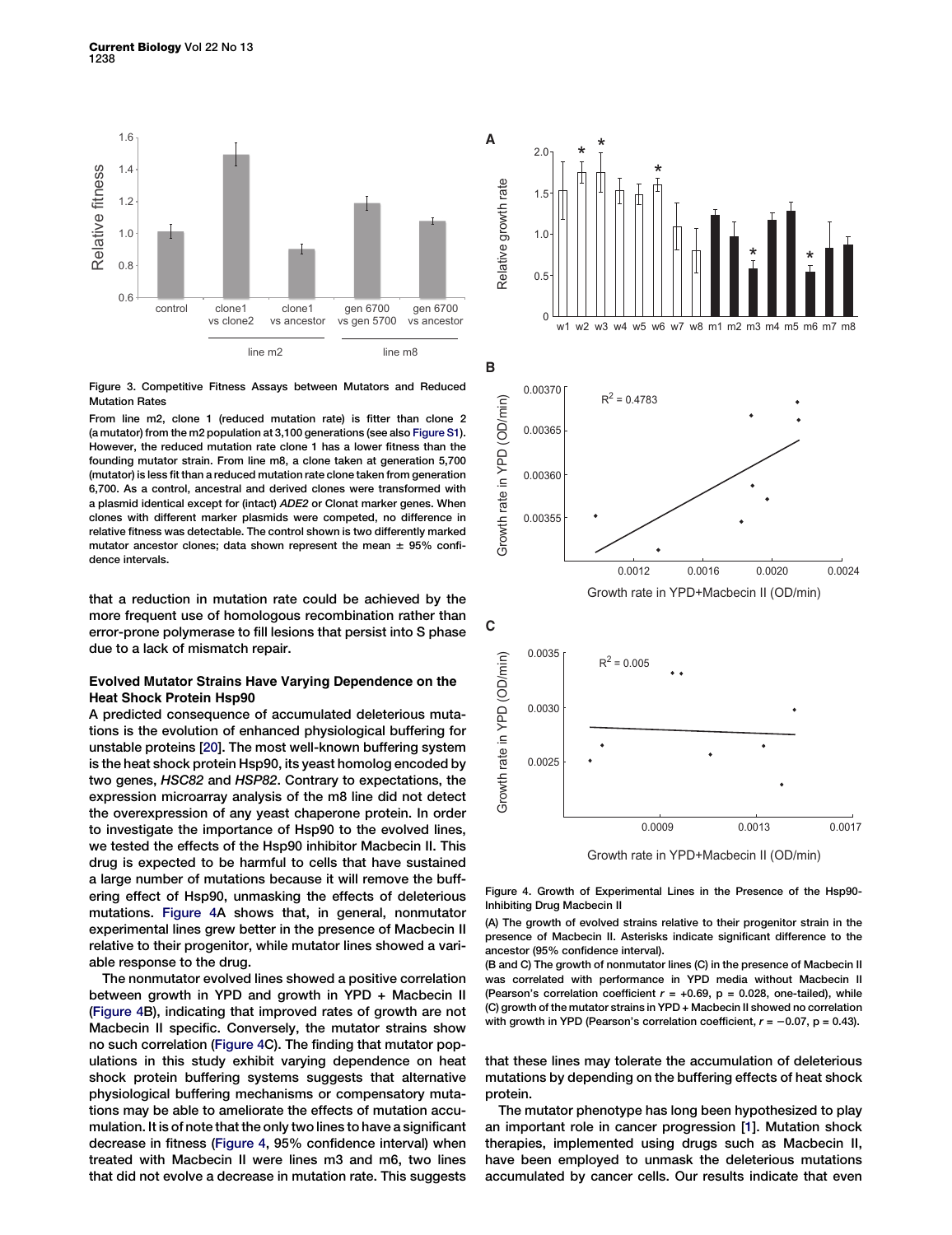Figure 3. Competitive Fitness Assays between Mutators and Reduced Mutation Rates

From line m2, clone 1 (reduced mutation rate) is fitter than clone 2 (a mutator) from the m2 population at 3,100 generations (see also Figure S1). However, the reduced mutation rate clone 1 has a lower fitness than the founding mutator strain. From line m8, a clone taken at generation 5,700 (mutator) is less fit than a reduced mutation rate clone taken from generation 6,700. As a control, ancestral and derived clones were transformed with a plasmid identical except for (intact) *ADE2* or Clonat marker genes. When clones with different marker plasmids were competed, no difference in relative fitness was detectable. The control shown is two differently marked mutator ancestor clones; data shown represent the mean ± 95% confidence intervals.

that a reduction in mutation rate could be achieved by the more frequent use of homologous recombination rather than error-prone polymerase to fill lesions that persist into S phase due to a lack of mismatch repair.

### Evolved Mutator Strains Have Varying Dependence on the Heat Shock Protein Hsp90

A predicted consequence of accumulated deleterious mutations is the evolution of enhanced physiological buffering for unstable proteins [20]. The most well-known buffering system is the heat shock protein Hsp90, its yeast homolog encoded by two genes, *HSC82* and *HSP82*. Contrary to expectations, the expression microarray analysis of the m8 line did not detect the overexpression of any yeast chaperone protein. In order to investigate the importance of Hsp90 to the evolved lines, we tested the effects of the Hsp90 inhibitor Macbecin II. This drug is expected to be harmful to cells that have sustained a large number of mutations because it will remove the buffering effect of Hsp90, unmasking the effects of deleterious mutations. Figure 4A shows that, in general, nonmutator experimental lines grew better in the presence of Macbecin II relative to their progenitor, while mutator lines showed a variable response to the drug.

The nonmutator evolved lines showed a positive correlation between growth in YPD and growth in YPD + Macbecin II (Figure 4B), indicating that improved rates of growth are not Macbecin II specific. Conversely, the mutator strains show no such correlation (Figure 4C). The finding that mutator populations in this study exhibit varying dependence on heat shock protein buffering systems suggests that alternative physiological buffering mechanisms or compensatory mutations may be able to ameliorate the effects of mutation accumulation. It is of note that the only two lines to have a significant decrease in fitness (Figure 4, 95% confidence interval) when treated with Macbecin II were lines m3 and m6, two lines that did not evolve a decrease in mutation rate. This suggests

Figure 4. Growth of Experimental Lines in the Presence of the Hsp90-Inhibiting Drug Macbecin II

(A) The growth of evolved strains relative to their progenitor strain in the presence of Macbecin II. Asterisks indicate significant difference to the ancestor (95% confidence interval).

(B and C) The growth of nonmutator lines (C) in the presence of Macbecin II was correlated with performance in YPD media without Macbecin II (Pearson's correlation coefficient $r = +0.69$, $p = 0.028$, one-tailed), while (C) growth of the mutator strains in YPD + Macbecin II showed no correlation with growth in YPD (Pearson's correlation coefficient, $r = -0.07$, $p = 0.43$).

that these lines may tolerate the accumulation of deleterious mutations by depending on the buffering effects of heat shock protein.

The mutator phenotype has long been hypothesized to play an important role in cancer progression [1]. Mutation shock therapies, implemented using drugs such as Macbecin II, have been employed to unmask the deleterious mutations accumulated by cancer cells. Our results indicate that even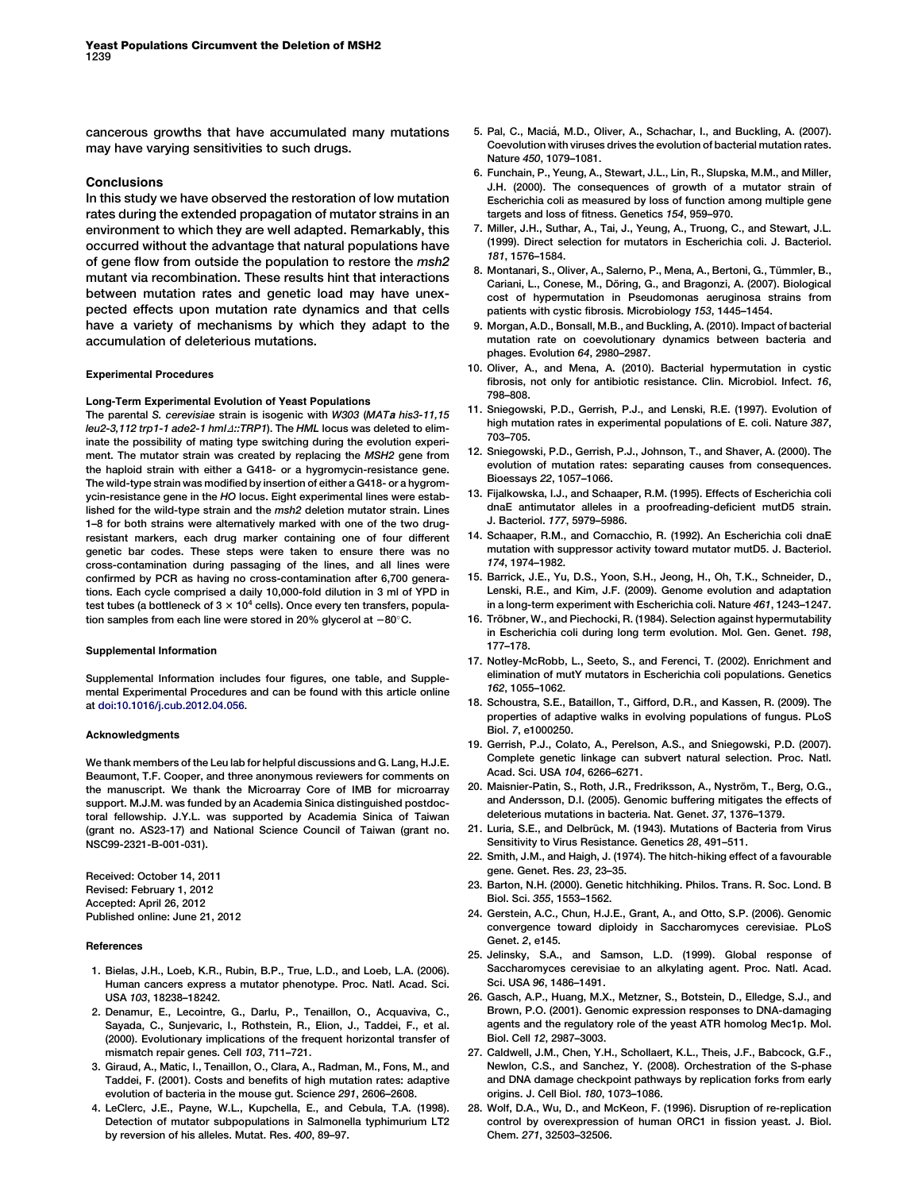cancerous growths that have accumulated many mutations may have varying sensitivities to such drugs.

## Conclusions

In this study we have observed the restoration of low mutation rates during the extended propagation of mutator strains in an environment to which they are well adapted. Remarkably, this occurred without the advantage that natural populations have of gene flow from outside the population to restore the *msh2* mutant via recombination. These results hint that interactions between mutation rates and genetic load may have unexpected effects upon mutation rate dynamics and that cells have a variety of mechanisms by which they adapt to the accumulation of deleterious mutations.

### Experimental Procedures

#### Long-Term Experimental Evolution of Yeast Populations

The parental *S. cerevisiae* strain is isogenic with *W303* (*MAT**a** his3-11,15 leu2-3,112 trp1-1 ade2-1 hml*Δ*::TRP1*). The *HML* locus was deleted to eliminate the possibility of mating type switching during the evolution experiment. The mutator strain was created by replacing the *MSH2* gene from the haploid strain with either a G418- or a hygromycin-resistance gene. The wild-type strain was modified by insertion of either a G418- or a hygromycin-resistance gene in the *HO* locus. Eight experimental lines were established for the wild-type strain and the *msh2* deletion mutator strain. Lines 1–8 for both strains were alternatively marked with one of the two drug-resistant markers, each drug marker containing one of four different genetic bar codes. These steps were taken to ensure there was no cross-contamination during passaging of the lines, and all lines were confirmed by PCR as having no cross-contamination after 6,700 generations. Each cycle comprised a daily 10,000-fold dilution in 3 ml of YPD in test tubes (a bottleneck of $3 \times 10^4$ cells). Once every ten transfers, population samples from each line were stored in 20% glycerol at −80°C.

### Supplemental Information

Supplemental Information includes four figures, one table, and Supplemental Experimental Procedures and can be found with this article online at doi:10.1016/j.cub.2012.04.056.

### Acknowledgments

We thank members of the Leu lab for helpful discussions and G. Lang, H.J.E. Beaumont, T.F. Cooper, and three anonymous reviewers for comments on the manuscript. We thank the Microarray Core of IMB for microarray support. M.J.M. was funded by an Academia Sinica distinguished postdoctoral fellowship. J.Y.L. was supported by Academia Sinica of Taiwan (grant no. AS23-17) and National Science Council of Taiwan (grant no. NSC99-2321-B-001-031).

Received: October 14, 2011
Revised: February 1, 2012
Accepted: April 26, 2012
Published online: June 21, 2012

### References

1. Bielas, J.H., Loeb, K.R., Rubin, B.P., True, L.D., and Loeb, L.A. (2006). Human cancers express a mutator phenotype. Proc. Natl. Acad. Sci. USA *103*, 18238–18242.
2. Denamur, E., Lecointre, G., Darlu, P., Tenaillon, O., Acquaviva, C., Sayada, C., Sunjevaric, I., Rothstein, R., Elion, J., Taddei, F., et al. (2000). Evolutionary implications of the frequent horizontal transfer of mismatch repair genes. Cell *103*, 711–721.
3. Giraud, A., Matic, I., Tenaillon, O., Clara, A., Radman, M., Fons, M., and Taddei, F. (2001). Costs and benefits of high mutation rates: adaptive evolution of bacteria in the mouse gut. Science *291*, 2606–2608.
4. LeClerc, J.E., Payne, W.L., Kupchella, E., and Cebula, T.A. (1998). Detection of mutator subpopulations in Salmonella typhimurium LT2 by reversion of his alleles. Mutat. Res. *400*, 89–97.
5. Pal, C., Maciá, M.D., Oliver, A., Schachar, I., and Buckling, A. (2007). Coevolution with viruses drives the evolution of bacterial mutation rates. Nature *450*, 1079–1081.
6. Funchain, P., Yeung, A., Stewart, J.L., Lin, R., Slupska, M.M., and Miller, J.H. (2000). The consequences of growth of a mutator strain of Escherichia coli as measured by loss of function among multiple gene targets and loss of fitness. Genetics *154*, 959–970.
7. Miller, J.H., Suthar, A., Tai, J., Yeung, A., Truong, C., and Stewart, J.L. (1999). Direct selection for mutators in Escherichia coli. J. Bacteriol. *181*, 1576–1584.
8. Montanari, S., Oliver, A., Salerno, P., Mena, A., Bertoni, G., Tümmler, B., Cariani, L., Conese, M., Döring, G., and Bragonzi, A. (2007). Biological cost of hypermutation in Pseudomonas aeruginosa strains from patients with cystic fibrosis. Microbiology *153*, 1445–1454.
9. Morgan, A.D., Bonsall, M.B., and Buckling, A. (2010). Impact of bacterial mutation rate on coevolutionary dynamics between bacteria and phages. Evolution *64*, 2980–2987.
10. Oliver, A., and Mena, A. (2010). Bacterial hypermutation in cystic fibrosis, not only for antibiotic resistance. Clin. Microbiol. Infect. *16*, 798–808.
11. Sniegowski, P.D., Gerrish, P.J., and Lenski, R.E. (1997). Evolution of high mutation rates in experimental populations of E. coli. Nature *387*, 703–705.
12. Sniegowski, P.D., Gerrish, P.J., Johnson, T., and Shaver, A. (2000). The evolution of mutation rates: separating causes from consequences. Bioessays *22*, 1057–1066.
13. Fijalkowska, I.J., and Schaaper, R.M. (1995). Effects of Escherichia coli dnaE antimutator alleles in a proofreading-deficient mutD5 strain. J. Bacteriol. *177*, 5979–5986.
14. Schaaper, R.M., and Cornacchio, R. (1992). An Escherichia coli dnaE mutation with suppressor activity toward mutator mutD5. J. Bacteriol. *174*, 1974–1982.
15. Barrick, J.E., Yu, D.S., Yoon, S.H., Jeong, H., Oh, T.K., Schneider, D., Lenski, R.E., and Kim, J.F. (2009). Genome evolution and adaptation in a long-term experiment with Escherichia coli. Nature *461*, 1243–1247.
16. Tröbner, W., and Piechocki, R. (1984). Selection against hypermutability in Escherichia coli during long term evolution. Mol. Gen. Genet. *198*, 177–178.
17. Notley-McRobb, L., Seeto, S., and Ferenci, T. (2002). Enrichment and elimination of mutY mutators in Escherichia coli populations. Genetics *162*, 1055–1062.
18. Schoustra, S.E., Bataillon, T., Gifford, D.R., and Kassen, R. (2009). The properties of adaptive walks in evolving populations of fungus. PLoS Biol. *7*, e1000250.
19. Gerrish, P.J., Colato, A., Perelson, A.S., and Sniegowski, P.D. (2007). Complete genetic linkage can subvert natural selection. Proc. Natl. Acad. Sci. USA *104*, 6266–6271.
20. Maisnier-Patin, S., Roth, J.R., Fredriksson, A., Nyström, T., Berg, O.G., and Andersson, D.I. (2005). Genomic buffering mitigates the effects of deleterious mutations in bacteria. Nat. Genet. *37*, 1376–1379.
21. Luria, S.E., and Delbrück, M. (1943). Mutations of Bacteria from Virus Sensitivity to Virus Resistance. Genetics *28*, 491–511.
22. Smith, J.M., and Haigh, J. (1974). The hitch-hiking effect of a favourable gene. Genet. Res. *23*, 23–35.
23. Barton, N.H. (2000). Genetic hitchhiking. Philos. Trans. R. Soc. Lond. B Biol. Sci. *355*, 1553–1562.
24. Gerstein, A.C., Chun, H.J.E., Grant, A., and Otto, S.P. (2006). Genomic convergence toward diploidy in Saccharomyces cerevisiae. PLoS Genet. *2*, e145.
25. Jelinsky, S.A., and Samson, L.D. (1999). Global response of Saccharomyces cerevisiae to an alkylating agent. Proc. Natl. Acad. Sci. USA *96*, 1486–1491.
26. Gasch, A.P., Huang, M.X., Metzner, S., Botstein, D., Elledge, S.J., and Brown, P.O. (2001). Genomic expression responses to DNA-damaging agents and the regulatory role of the yeast ATR homolog Mec1p. Mol. Biol. Cell *12*, 2987–3003.
27. Caldwell, J.M., Chen, Y.H., Schollaert, K.L., Theis, J.F., Babcock, G.F., Newlon, C.S., and Sanchez, Y. (2008). Orchestration of the S-phase and DNA damage checkpoint pathways by replication forks from early origins. J. Cell Biol. *180*, 1073–1086.
28. Wolf, D.A., Wu, D., and McKeon, F. (1996). Disruption of re-replication control by overexpression of human ORC1 in fission yeast. J. Biol. Chem. *271*, 32503–32506.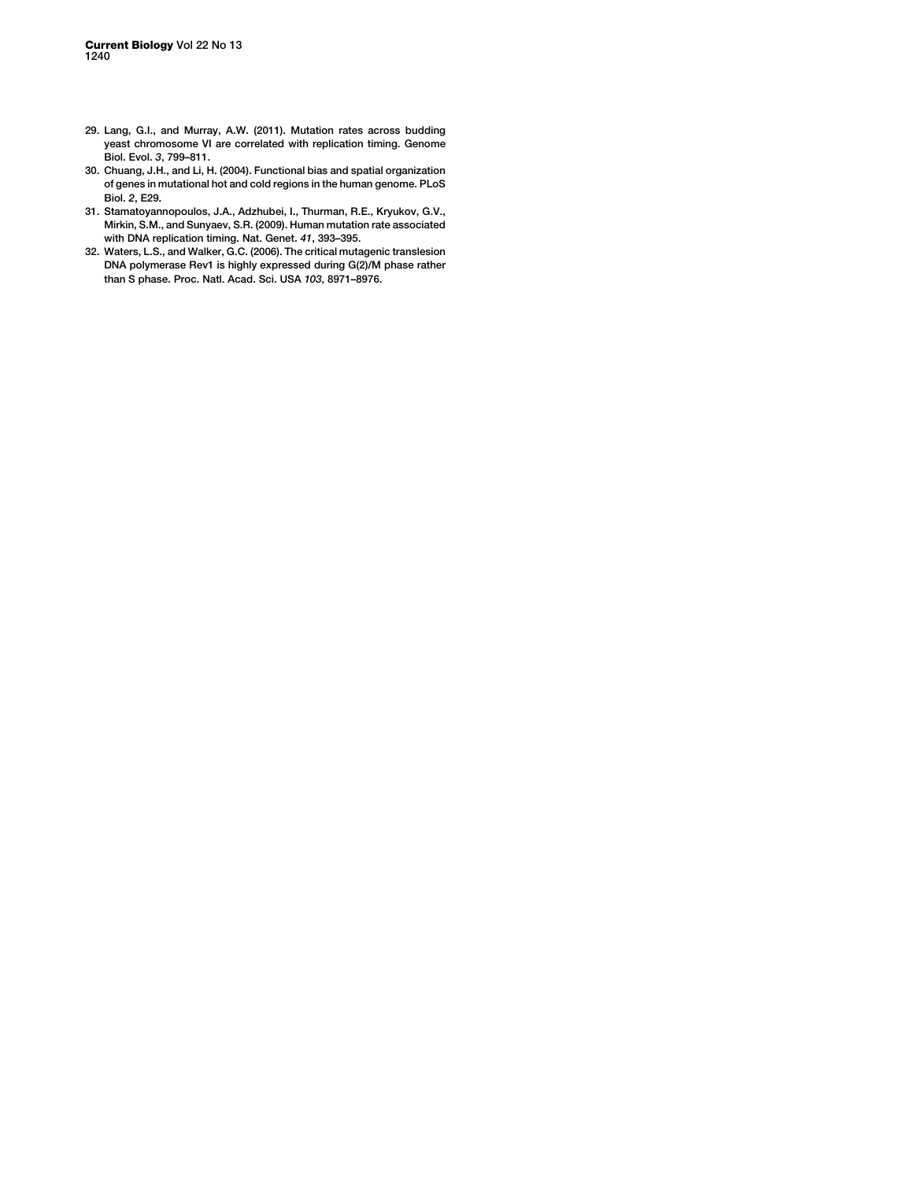29. Lang, G.I., and Murray, A.W. (2011). Mutation rates across budding yeast chromosome VI are correlated with replication timing. Genome Biol. Evol. *3*, 799–811.
30. Chuang, J.H., and Li, H. (2004). Functional bias and spatial organization of genes in mutational hot and cold regions in the human genome. PLoS Biol. *2*, E29.
31. Stamatoyannopoulos, J.A., Adzhubei, I., Thurman, R.E., Kryukov, G.V., Mirkin, S.M., and Sunyaev, S.R. (2009). Human mutation rate associated with DNA replication timing. Nat. Genet. *41*, 393–395.
32. Waters, L.S., and Walker, G.C. (2006). The critical mutagenic translesion DNA polymerase Rev1 is highly expressed during G(2)/M phase rather than S phase. Proc. Natl. Acad. Sci. USA *103*, 8971–8976.